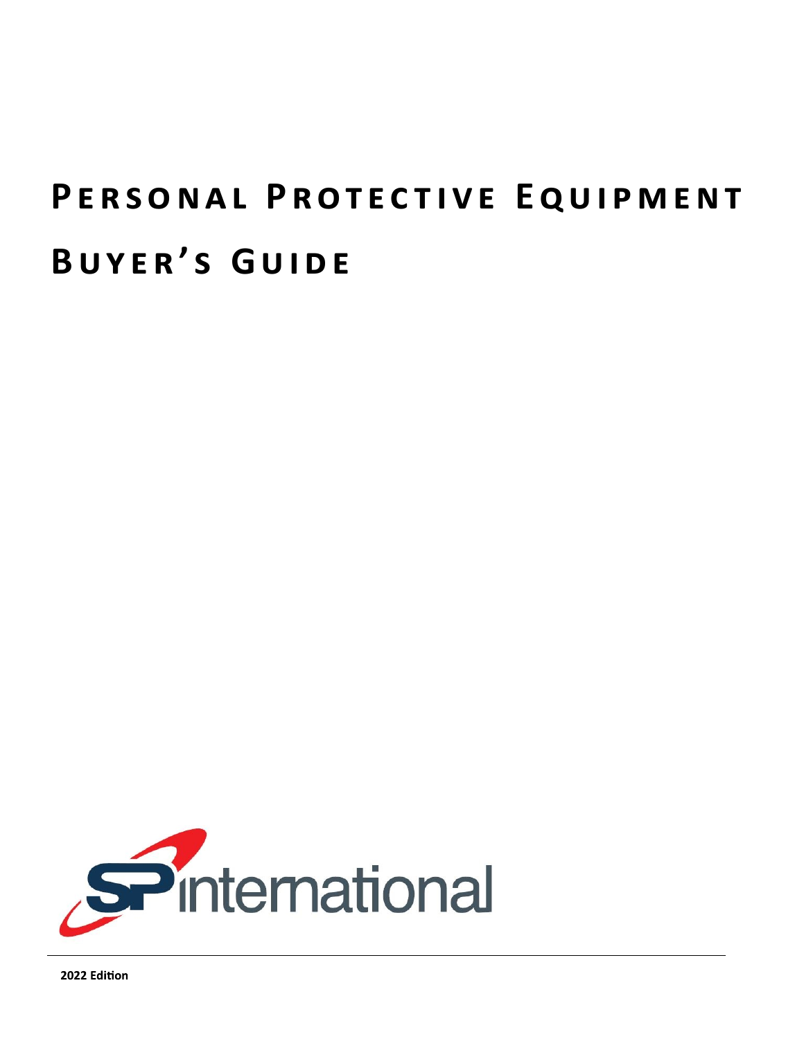# Personal Protective Equipment Buyer's Guide

SP international

**2022 Edition**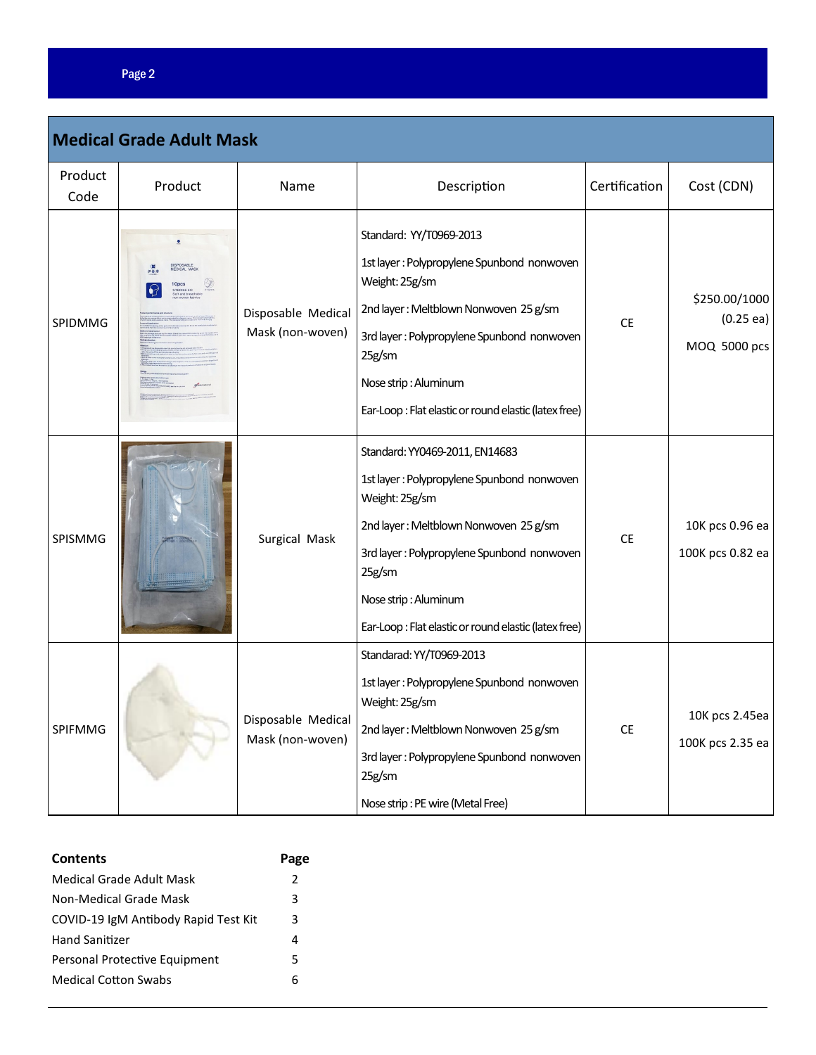## Medical Grade Adult Mask

| Product Code | Product | Name | Description | Certification | Cost (CDN) |
|---|---|---|---|---|---|
| SPIDMMG | | Disposable Medical Mask (non-woven) | Standard: YY/T0969-2013<br>1st layer : Polypropylene Spunbond nonwoven Weight: 25g/sm<br>2nd layer : Meltblown Nonwoven 25 g/sm<br>3rd layer : Polypropylene Spunbond nonwoven 25g/sm<br>Nose strip : Aluminum<br>Ear-Loop : Flat elastic or round elastic (latex free) | CE | $250.00/1000 (0.25 ea)<br>MOQ 5000 pcs |
| SPISMMG | | Surgical Mask | Standard: YY0469-2011, EN14683<br>1st layer : Polypropylene Spunbond nonwoven Weight: 25g/sm<br>2nd layer : Meltblown Nonwoven 25 g/sm<br>3rd layer : Polypropylene Spunbond nonwoven 25g/sm<br>Nose strip : Aluminum<br>Ear-Loop : Flat elastic or round elastic (latex free) | CE | 10K pcs 0.96 ea<br>100K pcs 0.82 ea |
| SPIFMMG | | Disposable Medical Mask (non-woven) | Standarad: YY/T0969-2013<br>1st layer : Polypropylene Spunbond nonwoven Weight: 25g/sm<br>2nd layer : Meltblown Nonwoven 25 g/sm<br>3rd layer : Polypropylene Spunbond nonwoven 25g/sm<br>Nose strip : PE wire (Metal Free) | CE | 10K pcs 2.45ea<br>100K pcs 2.35 ea |

| **Contents** | **Page** |
|---|---|
| Medical Grade Adult Mask | 2 |
| Non-Medical Grade Mask | 3 |
| COVID-19 IgM Antibody Rapid Test Kit | 3 |
| Hand Sanitizer | 4 |
| Personal Protective Equipment | 5 |
| Medical Cotton Swabs | 6 |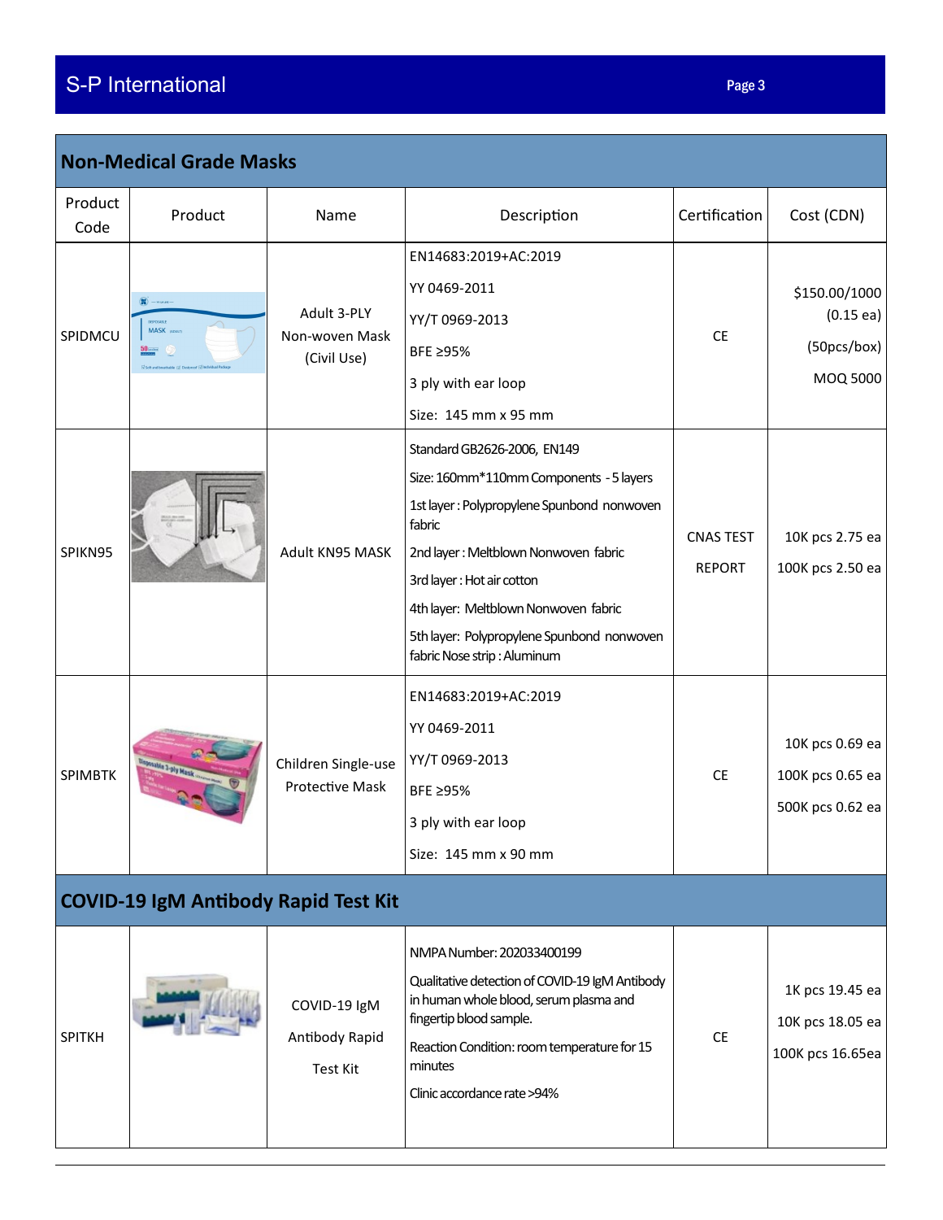## Non-Medical Grade Masks

| Product Code | Product | Name | Description | Certification | Cost (CDN) |
|---|---|---|---|---|---|
| SPIDMCU | | Adult 3-PLY Non-woven Mask (Civil Use) | EN14683:2019+AC:2019<br>YY 0469-2011<br>YY/T 0969-2013<br>BFE ≥95%<br>3 ply with ear loop<br>Size: 145 mm x 95 mm | CE | $150.00/1000 (0.15 ea)<br>(50pcs/box)<br>MOQ 5000 |
| SPIKN95 | | Adult KN95 MASK | Standard GB2626-2006, EN149<br>Size: 160mm*110mm Components - 5 layers<br>1st layer : Polypropylene Spunbond nonwoven fabric<br>2nd layer : Meltblown Nonwoven fabric<br>3rd layer : Hot air cotton<br>4th layer: Meltblown Nonwoven fabric<br>5th layer: Polypropylene Spunbond nonwoven fabric Nose strip : Aluminum | CNAS TEST REPORT | 10K pcs 2.75 ea<br>100K pcs 2.50 ea |
| SPIMBTK | | Children Single-use Protective Mask | EN14683:2019+AC:2019<br>YY 0469-2011<br>YY/T 0969-2013<br>BFE ≥95%<br>3 ply with ear loop<br>Size: 145 mm x 90 mm | CE | 10K pcs 0.69 ea<br>100K pcs 0.65 ea<br>500K pcs 0.62 ea |

## COVID-19 IgM Antibody Rapid Test Kit

| Product Code | Product | Name | Description | Certification | Cost (CDN) |
|---|---|---|---|---|---|
| SPITKH | | COVID-19 IgM Antibody Rapid Test Kit | NMPA Number: 202033400199<br>Qualitative detection of COVID-19 IgM Antibody in human whole blood, serum plasma and fingertip blood sample.<br>Reaction Condition: room temperature for 15 minutes<br>Clinic accordance rate >94% | CE | 1K pcs 19.45 ea<br>10K pcs 18.05 ea<br>100K pcs 16.65ea |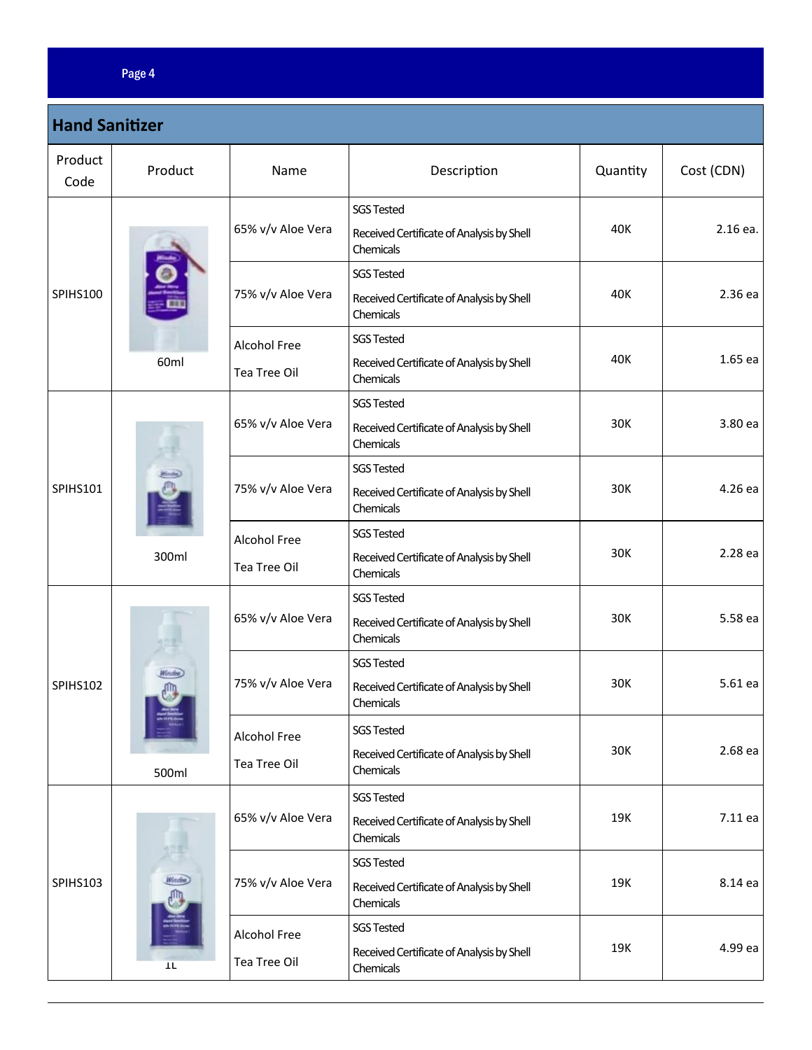## Hand Sanitizer

| Product Code | Product | Name | Description | Quantity | Cost (CDN) |
|---|---|---|---|---|---|
| SPIHS100 | 60ml | 65% v/v Aloe Vera | SGS Tested<br>Received Certificate of Analysis by Shell Chemicals | 40K | 2.16 ea. |
| | | 75% v/v Aloe Vera | SGS Tested<br>Received Certificate of Analysis by Shell Chemicals | 40K | 2.36 ea |
| | | Alcohol Free<br>Tea Tree Oil | SGS Tested<br>Received Certificate of Analysis by Shell Chemicals | 40K | 1.65 ea |
| SPIHS101 | 300ml | 65% v/v Aloe Vera | SGS Tested<br>Received Certificate of Analysis by Shell Chemicals | 30K | 3.80 ea |
| | | 75% v/v Aloe Vera | SGS Tested<br>Received Certificate of Analysis by Shell Chemicals | 30K | 4.26 ea |
| | | Alcohol Free<br>Tea Tree Oil | SGS Tested<br>Received Certificate of Analysis by Shell Chemicals | 30K | 2.28 ea |
| SPIHS102 | 500ml | 65% v/v Aloe Vera | SGS Tested<br>Received Certificate of Analysis by Shell Chemicals | 30K | 5.58 ea |
| | | 75% v/v Aloe Vera | SGS Tested<br>Received Certificate of Analysis by Shell Chemicals | 30K | 5.61 ea |
| | | Alcohol Free<br>Tea Tree Oil | SGS Tested<br>Received Certificate of Analysis by Shell Chemicals | 30K | 2.68 ea |
| SPIHS103 | 1L | 65% v/v Aloe Vera | SGS Tested<br>Received Certificate of Analysis by Shell Chemicals | 19K | 7.11 ea |
| | | 75% v/v Aloe Vera | SGS Tested<br>Received Certificate of Analysis by Shell Chemicals | 19K | 8.14 ea |
| | | Alcohol Free<br>Tea Tree Oil | SGS Tested<br>Received Certificate of Analysis by Shell Chemicals | 19K | 4.99 ea |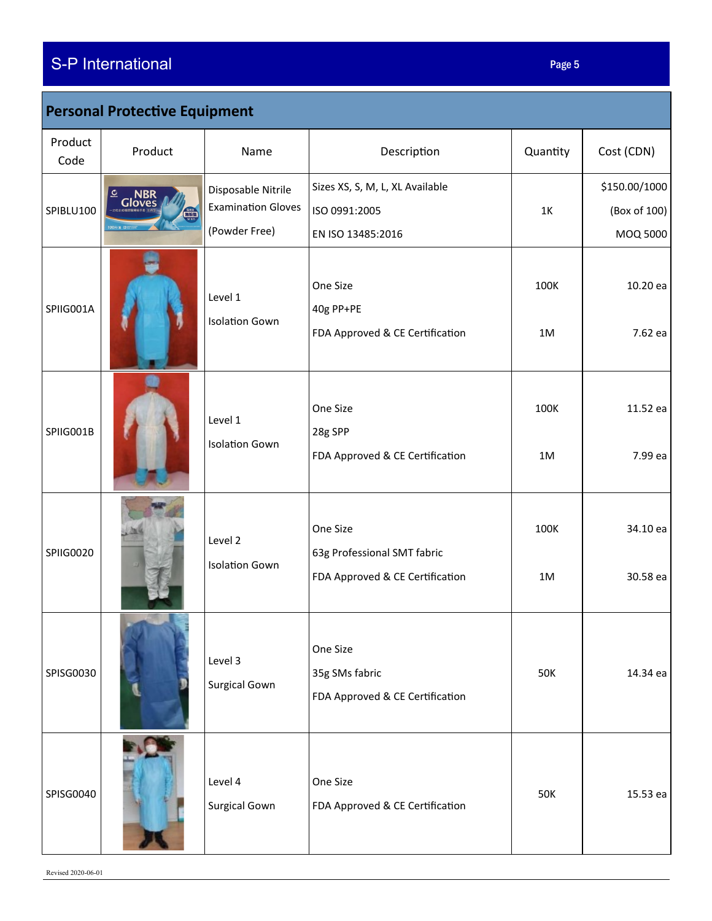## Personal Protective Equipment

| Product Code | Product | Name | Description | Quantity | Cost (CDN) |
|---|---|---|---|---|---|
| SPIBLU100 | | Disposable Nitrile Examination Gloves<br>(Powder Free) | Sizes XS, S, M, L, XL Available<br>ISO 0991:2005<br>EN ISO 13485:2016 | 1K | $150.00/1000<br>(Box of 100)<br>MOQ 5000 |
| SPIIG001A | | Level 1<br>Isolation Gown | One Size<br>40g PP+PE<br>FDA Approved & CE Certification | 100K<br>1M | 10.20 ea<br>7.62 ea |
| SPIIG001B | | Level 1<br>Isolation Gown | One Size<br>28g SPP<br>FDA Approved & CE Certification | 100K<br>1M | 11.52 ea<br>7.99 ea |
| SPIIG0020 | | Level 2<br>Isolation Gown | One Size<br>63g Professional SMT fabric<br>FDA Approved & CE Certification | 100K<br>1M | 34.10 ea<br>30.58 ea |
| SPISG0030 | | Level 3<br>Surgical Gown | One Size<br>35g SMs fabric<br>FDA Approved & CE Certification | 50K | 14.34 ea |
| SPISG0040 | | Level 4<br>Surgical Gown | One Size<br>FDA Approved & CE Certification | 50K | 15.53 ea |

Revised 2020-06-01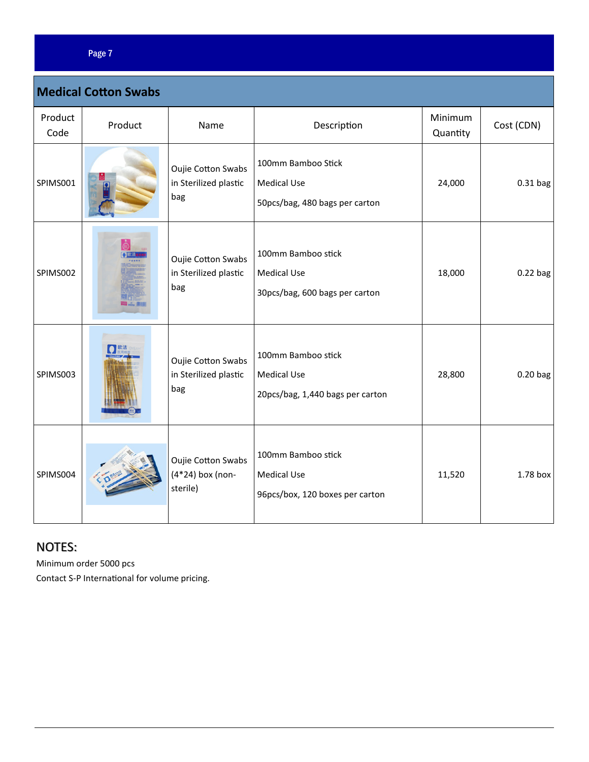## Medical Cotton Swabs

| Product Code | Product | Name | Description | Minimum Quantity | Cost (CDN) |
|---|---|---|---|---|---|
| SPIMS001 | | Oujie Cotton Swabs in Sterilized plastic bag | 100mm Bamboo Stick<br>Medical Use<br>50pcs/bag, 480 bags per carton | 24,000 | 0.31 bag |
| SPIMS002 | | Oujie Cotton Swabs in Sterilized plastic bag | 100mm Bamboo stick<br>Medical Use<br>30pcs/bag, 600 bags per carton | 18,000 | 0.22 bag |
| SPIMS003 | | Oujie Cotton Swabs in Sterilized plastic bag | 100mm Bamboo stick<br>Medical Use<br>20pcs/bag, 1,440 bags per carton | 28,800 | 0.20 bag |
| SPIMS004 | | Oujie Cotton Swabs (4*24) box (non-sterile) | 100mm Bamboo stick<br>Medical Use<br>96pcs/box, 120 boxes per carton | 11,520 | 1.78 box |

## NOTES:

Minimum order 5000 pcs

Contact S-P International for volume pricing.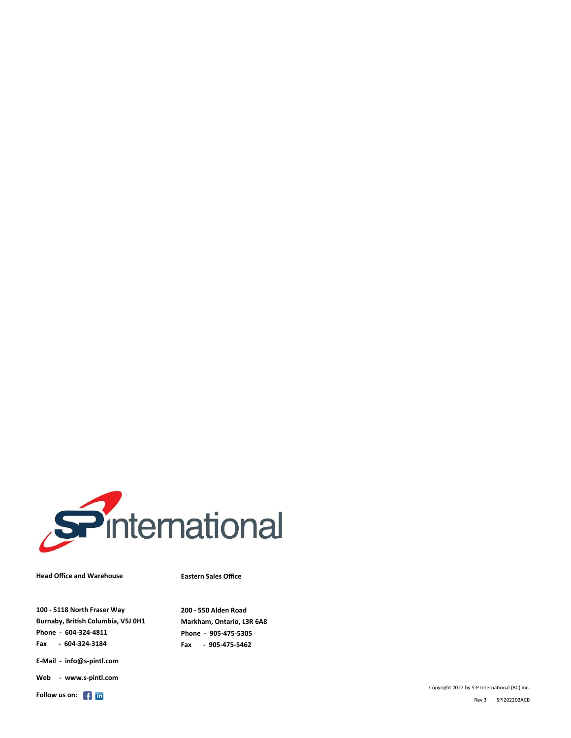**Head Office and Warehouse**

**100 - 5118 North Fraser Way**
**Burnaby, British Columbia, V5J 0H1**
**Phone - 604-324-4811**
**Fax - 604-324-3184**

**E-Mail - info@s-pintl.com**

**Web - www.s-pintl.com**

**Follow us on:**

**Eastern Sales Office**

**200 - 550 Alden Road**
**Markham, Ontario, L3R 6A8**
**Phone - 905-475-5305**
**Fax - 905-475-5462**

Copyright 2022 by S-P International (BC) Inc.

Rev 3 SPI202202ACB